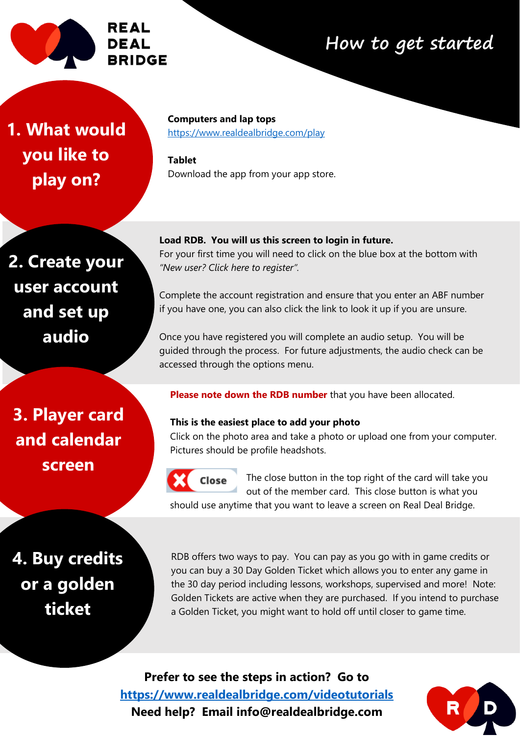REAL DEAL BRIDGE

# How to get started

## 1. What would you like to play on?

**Computers and lap tops**
https://www.realdealbridge.com/play

**Tablet**
Download the app from your app store.

## 2. Create your user account and set up audio

**Load RDB. You will us this screen to login in future.**
For your first time you will need to click on the blue box at the bottom with *"New user? Click here to register"*.

Complete the account registration and ensure that you enter an ABF number if you have one, you can also click the link to look it up if you are unsure.

Once you have registered you will complete an audio setup. You will be guided through the process. For future adjustments, the audio check can be accessed through the options menu.

## 3. Player card and calendar screen

**Please note down the RDB number** that you have been allocated.

**This is the easiest place to add your photo**
Click on the photo area and take a photo or upload one from your computer. Pictures should be profile headshots.

Close

The close button in the top right of the card will take you out of the member card. This close button is what you should use anytime that you want to leave a screen on Real Deal Bridge.

## 4. Buy credits or a golden ticket

RDB offers two ways to pay. You can pay as you go with in game credits or you can buy a 30 Day Golden Ticket which allows you to enter any game in the 30 day period including lessons, workshops, supervised and more! Note: Golden Tickets are active when they are purchased. If you intend to purchase a Golden Ticket, you might want to hold off until closer to game time.

**Prefer to see the steps in action? Go to**
**https://www.realdealbridge.com/videotutorials**
**Need help? Email info@realdealbridge.com**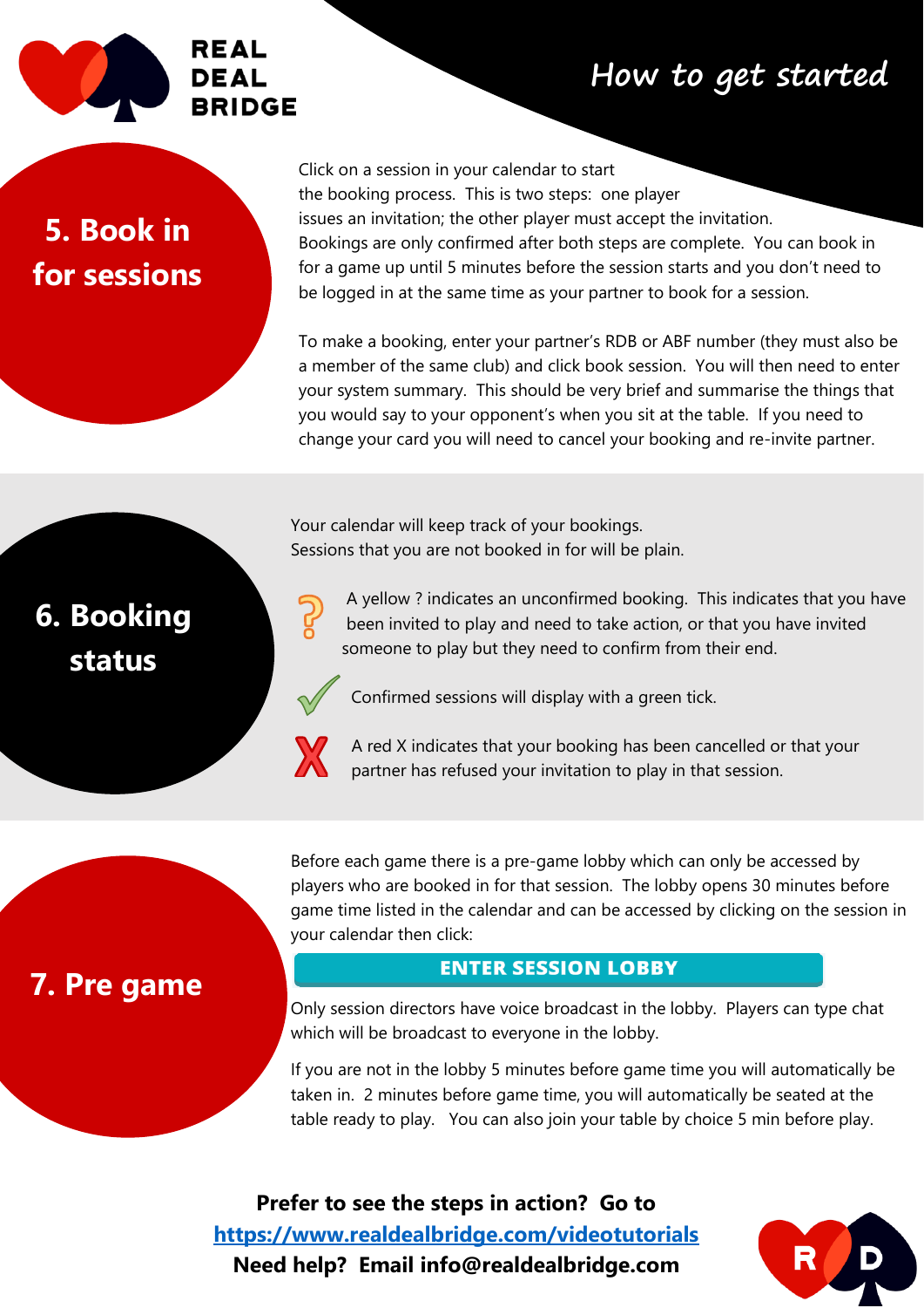REAL DEAL BRIDGE

## How to get started

## 5. Book in for sessions

Click on a session in your calendar to start the booking process. This is two steps: one player issues an invitation; the other player must accept the invitation. Bookings are only confirmed after both steps are complete. You can book in for a game up until 5 minutes before the session starts and you don't need to be logged in at the same time as your partner to book for a session.

To make a booking, enter your partner's RDB or ABF number (they must also be a member of the same club) and click book session. You will then need to enter your system summary. This should be very brief and summarise the things that you would say to your opponent's when you sit at the table. If you need to change your card you will need to cancel your booking and re-invite partner.

## 6. Booking status

Your calendar will keep track of your bookings.
Sessions that you are not booked in for will be plain.

? A yellow ? indicates an unconfirmed booking. This indicates that you have been invited to play and need to take action, or that you have invited someone to play but they need to confirm from their end.

✓ Confirmed sessions will display with a green tick.

X A red X indicates that your booking has been cancelled or that your partner has refused your invitation to play in that session.

## 7. Pre game

Before each game there is a pre-game lobby which can only be accessed by players who are booked in for that session. The lobby opens 30 minutes before game time listed in the calendar and can be accessed by clicking on the session in your calendar then click:

**ENTER SESSION LOBBY**

Only session directors have voice broadcast in the lobby. Players can type chat which will be broadcast to everyone in the lobby.

If you are not in the lobby 5 minutes before game time you will automatically be taken in. 2 minutes before game time, you will automatically be seated at the table ready to play. You can also join your table by choice 5 min before play.

**Prefer to see the steps in action? Go to**
**https://www.realdealbridge.com/videotutorials**
**Need help? Email info@realdealbridge.com**